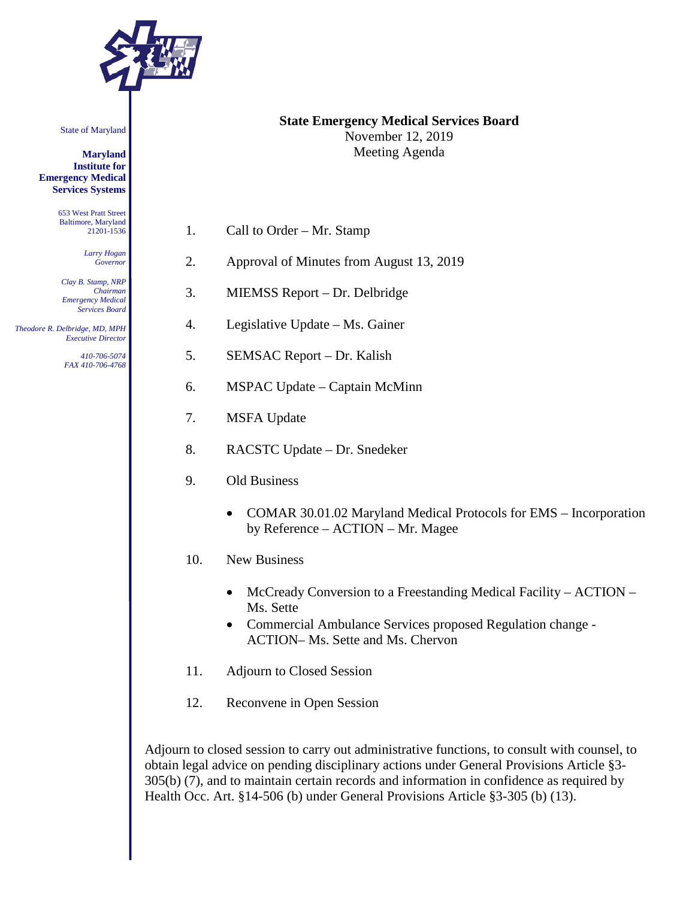State of Maryland

**Maryland Institute for Emergency Medical Services Systems**

653 West Pratt Street
Baltimore, Maryland
21201-1536

*Larry Hogan*
*Governor*

*Clay B. Stamp, NRP*
*Chairman*
*Emergency Medical Services Board*

*Theodore R. Delbridge, MD, MPH*
*Executive Director*

*410-706-5074*
*FAX 410-706-4768*

**State Emergency Medical Services Board**
November 12, 2019
Meeting Agenda

1. Call to Order – Mr. Stamp
2. Approval of Minutes from August 13, 2019
3. MIEMSS Report – Dr. Delbridge
4. Legislative Update – Ms. Gainer
5. SEMSAC Report – Dr. Kalish
6. MSPAC Update – Captain McMinn
7. MSFA Update
8. RACSTC Update – Dr. Snedeker
9. Old Business
   - COMAR 30.01.02 Maryland Medical Protocols for EMS – Incorporation by Reference – ACTION – Mr. Magee
10. New Business
    - McCready Conversion to a Freestanding Medical Facility – ACTION – Ms. Sette
    - Commercial Ambulance Services proposed Regulation change - ACTION– Ms. Sette and Ms. Chervon
11. Adjourn to Closed Session
12. Reconvene in Open Session

Adjourn to closed session to carry out administrative functions, to consult with counsel, to obtain legal advice on pending disciplinary actions under General Provisions Article §3-305(b) (7), and to maintain certain records and information in confidence as required by Health Occ. Art. §14-506 (b) under General Provisions Article §3-305 (b) (13).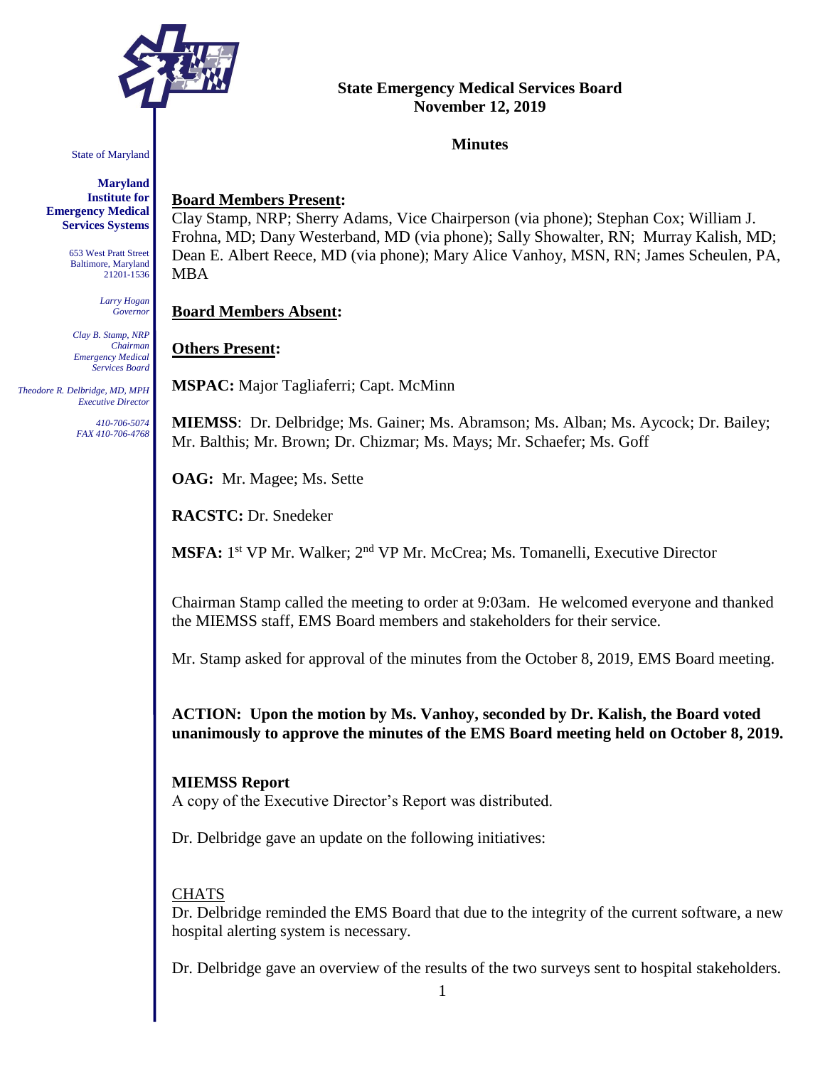State of Maryland

**Maryland Institute for Emergency Medical Services Systems**

653 West Pratt Street
Baltimore, Maryland
21201-1536

*Larry Hogan*
*Governor*

*Clay B. Stamp, NRP*
*Chairman*
*Emergency Medical Services Board*

*Theodore R. Delbridge, MD, MPH*
*Executive Director*

*410-706-5074*
*FAX 410-706-4768*

**State Emergency Medical Services Board**
**November 12, 2019**

**Minutes**

**Board Members Present:**
Clay Stamp, NRP; Sherry Adams, Vice Chairperson (via phone); Stephan Cox; William J. Frohna, MD; Dany Westerband, MD (via phone); Sally Showalter, RN; Murray Kalish, MD; Dean E. Albert Reece, MD (via phone); Mary Alice Vanhoy, MSN, RN; James Scheulen, PA, MBA

**Board Members Absent:**

**Others Present:**

**MSPAC:** Major Tagliaferri; Capt. McMinn

**MIEMSS**: Dr. Delbridge; Ms. Gainer; Ms. Abramson; Ms. Alban; Ms. Aycock; Dr. Bailey; Mr. Balthis; Mr. Brown; Dr. Chizmar; Ms. Mays; Mr. Schaefer; Ms. Goff

**OAG:** Mr. Magee; Ms. Sette

**RACSTC:** Dr. Snedeker

**MSFA:** 1st VP Mr. Walker; 2nd VP Mr. McCrea; Ms. Tomanelli, Executive Director

Chairman Stamp called the meeting to order at 9:03am. He welcomed everyone and thanked the MIEMSS staff, EMS Board members and stakeholders for their service.

Mr. Stamp asked for approval of the minutes from the October 8, 2019, EMS Board meeting.

**ACTION: Upon the motion by Ms. Vanhoy, seconded by Dr. Kalish, the Board voted unanimously to approve the minutes of the EMS Board meeting held on October 8, 2019.**

**MIEMSS Report**
A copy of the Executive Director's Report was distributed.

Dr. Delbridge gave an update on the following initiatives:

CHATS
Dr. Delbridge reminded the EMS Board that due to the integrity of the current software, a new hospital alerting system is necessary.

Dr. Delbridge gave an overview of the results of the two surveys sent to hospital stakeholders.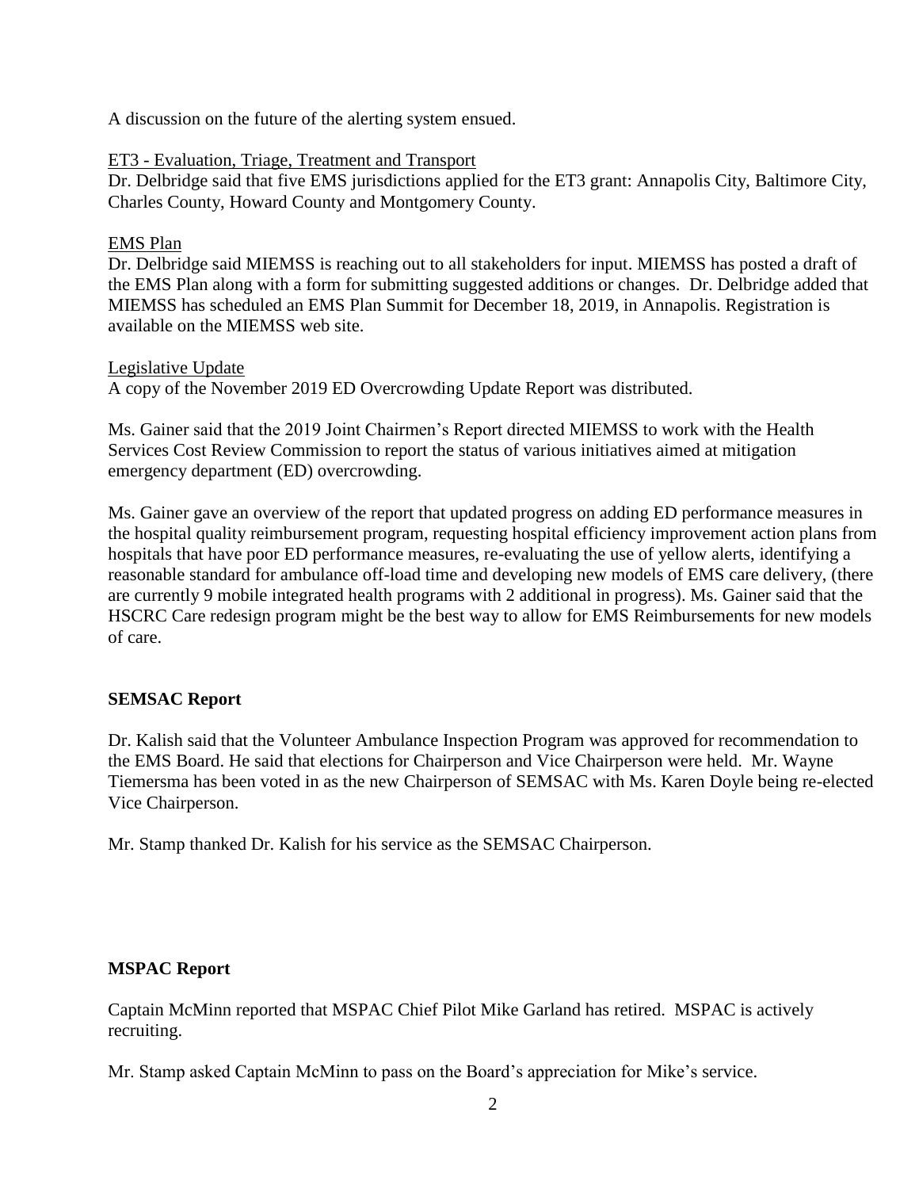A discussion on the future of the alerting system ensued.

ET3 - Evaluation, Triage, Treatment and Transport

Dr. Delbridge said that five EMS jurisdictions applied for the ET3 grant: Annapolis City, Baltimore City, Charles County, Howard County and Montgomery County.

EMS Plan

Dr. Delbridge said MIEMSS is reaching out to all stakeholders for input. MIEMSS has posted a draft of the EMS Plan along with a form for submitting suggested additions or changes. Dr. Delbridge added that MIEMSS has scheduled an EMS Plan Summit for December 18, 2019, in Annapolis. Registration is available on the MIEMSS web site.

Legislative Update

A copy of the November 2019 ED Overcrowding Update Report was distributed.

Ms. Gainer said that the 2019 Joint Chairmen's Report directed MIEMSS to work with the Health Services Cost Review Commission to report the status of various initiatives aimed at mitigation emergency department (ED) overcrowding.

Ms. Gainer gave an overview of the report that updated progress on adding ED performance measures in the hospital quality reimbursement program, requesting hospital efficiency improvement action plans from hospitals that have poor ED performance measures, re-evaluating the use of yellow alerts, identifying a reasonable standard for ambulance off-load time and developing new models of EMS care delivery, (there are currently 9 mobile integrated health programs with 2 additional in progress). Ms. Gainer said that the HSCRC Care redesign program might be the best way to allow for EMS Reimbursements for new models of care.

**SEMSAC Report**

Dr. Kalish said that the Volunteer Ambulance Inspection Program was approved for recommendation to the EMS Board. He said that elections for Chairperson and Vice Chairperson were held. Mr. Wayne Tiemersma has been voted in as the new Chairperson of SEMSAC with Ms. Karen Doyle being re-elected Vice Chairperson.

Mr. Stamp thanked Dr. Kalish for his service as the SEMSAC Chairperson.

**MSPAC Report**

Captain McMinn reported that MSPAC Chief Pilot Mike Garland has retired. MSPAC is actively recruiting.

Mr. Stamp asked Captain McMinn to pass on the Board's appreciation for Mike's service.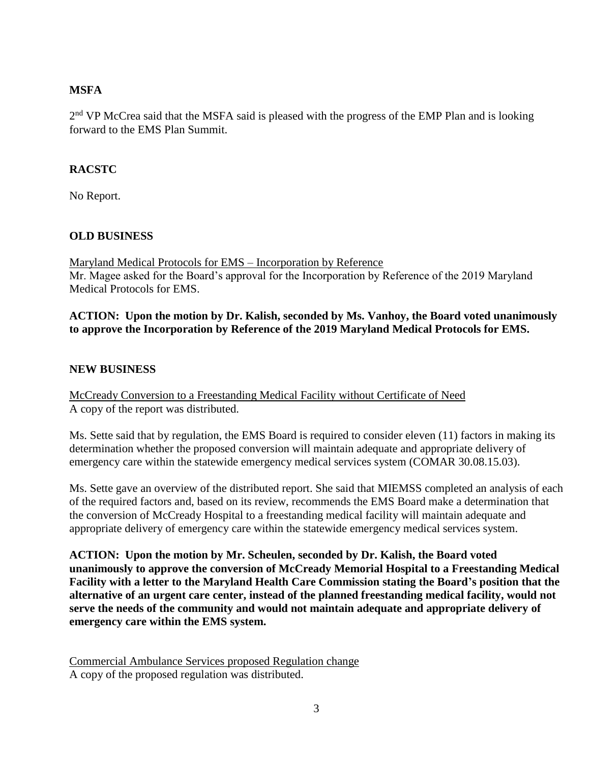## MSFA

2nd VP McCrea said that the MSFA said is pleased with the progress of the EMP Plan and is looking forward to the EMS Plan Summit.

## RACSTC

No Report.

## OLD BUSINESS

Maryland Medical Protocols for EMS – Incorporation by Reference

Mr. Magee asked for the Board's approval for the Incorporation by Reference of the 2019 Maryland Medical Protocols for EMS.

**ACTION: Upon the motion by Dr. Kalish, seconded by Ms. Vanhoy, the Board voted unanimously to approve the Incorporation by Reference of the 2019 Maryland Medical Protocols for EMS.**

## NEW BUSINESS

McCready Conversion to a Freestanding Medical Facility without Certificate of Need

A copy of the report was distributed.

Ms. Sette said that by regulation, the EMS Board is required to consider eleven (11) factors in making its determination whether the proposed conversion will maintain adequate and appropriate delivery of emergency care within the statewide emergency medical services system (COMAR 30.08.15.03).

Ms. Sette gave an overview of the distributed report. She said that MIEMSS completed an analysis of each of the required factors and, based on its review, recommends the EMS Board make a determination that the conversion of McCready Hospital to a freestanding medical facility will maintain adequate and appropriate delivery of emergency care within the statewide emergency medical services system.

**ACTION: Upon the motion by Mr. Scheulen, seconded by Dr. Kalish, the Board voted unanimously to approve the conversion of McCready Memorial Hospital to a Freestanding Medical Facility with a letter to the Maryland Health Care Commission stating the Board's position that the alternative of an urgent care center, instead of the planned freestanding medical facility, would not serve the needs of the community and would not maintain adequate and appropriate delivery of emergency care within the EMS system.**

Commercial Ambulance Services proposed Regulation change

A copy of the proposed regulation was distributed.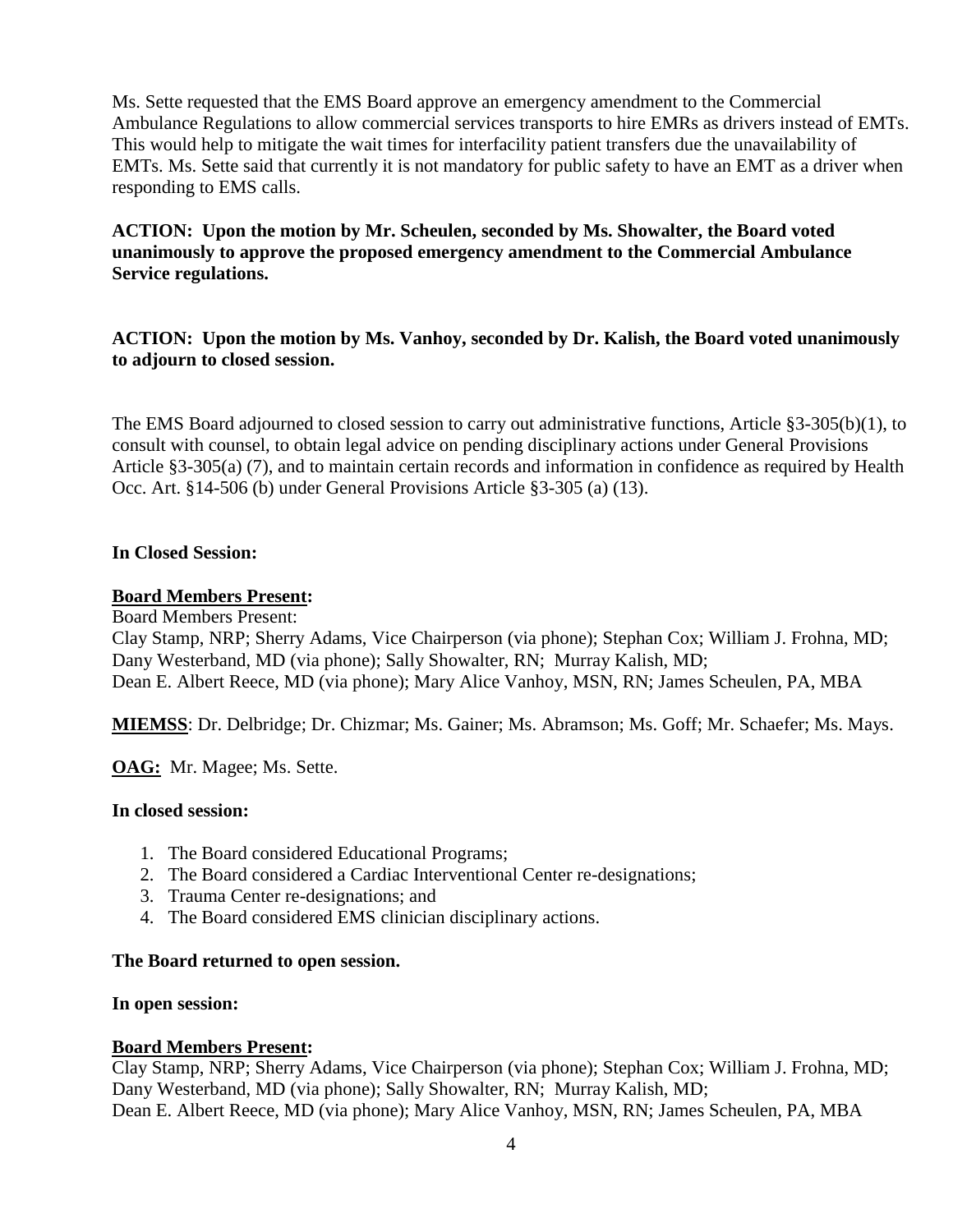Ms. Sette requested that the EMS Board approve an emergency amendment to the Commercial Ambulance Regulations to allow commercial services transports to hire EMRs as drivers instead of EMTs. This would help to mitigate the wait times for interfacility patient transfers due the unavailability of EMTs. Ms. Sette said that currently it is not mandatory for public safety to have an EMT as a driver when responding to EMS calls.

**ACTION: Upon the motion by Mr. Scheulen, seconded by Ms. Showalter, the Board voted unanimously to approve the proposed emergency amendment to the Commercial Ambulance Service regulations.**

**ACTION: Upon the motion by Ms. Vanhoy, seconded by Dr. Kalish, the Board voted unanimously to adjourn to closed session.**

The EMS Board adjourned to closed session to carry out administrative functions, Article §3-305(b)(1), to consult with counsel, to obtain legal advice on pending disciplinary actions under General Provisions Article §3-305(a) (7), and to maintain certain records and information in confidence as required by Health Occ. Art. §14-506 (b) under General Provisions Article §3-305 (a) (13).

**In Closed Session:**

**Board Members Present:**

Board Members Present:
Clay Stamp, NRP; Sherry Adams, Vice Chairperson (via phone); Stephan Cox; William J. Frohna, MD; Dany Westerband, MD (via phone); Sally Showalter, RN; Murray Kalish, MD; Dean E. Albert Reece, MD (via phone); Mary Alice Vanhoy, MSN, RN; James Scheulen, PA, MBA

**MIEMSS**: Dr. Delbridge; Dr. Chizmar; Ms. Gainer; Ms. Abramson; Ms. Goff; Mr. Schaefer; Ms. Mays.

**OAG:** Mr. Magee; Ms. Sette.

**In closed session:**

1. The Board considered Educational Programs;
2. The Board considered a Cardiac Interventional Center re-designations;
3. Trauma Center re-designations; and
4. The Board considered EMS clinician disciplinary actions.

**The Board returned to open session.**

**In open session:**

**Board Members Present:**

Clay Stamp, NRP; Sherry Adams, Vice Chairperson (via phone); Stephan Cox; William J. Frohna, MD; Dany Westerband, MD (via phone); Sally Showalter, RN; Murray Kalish, MD; Dean E. Albert Reece, MD (via phone); Mary Alice Vanhoy, MSN, RN; James Scheulen, PA, MBA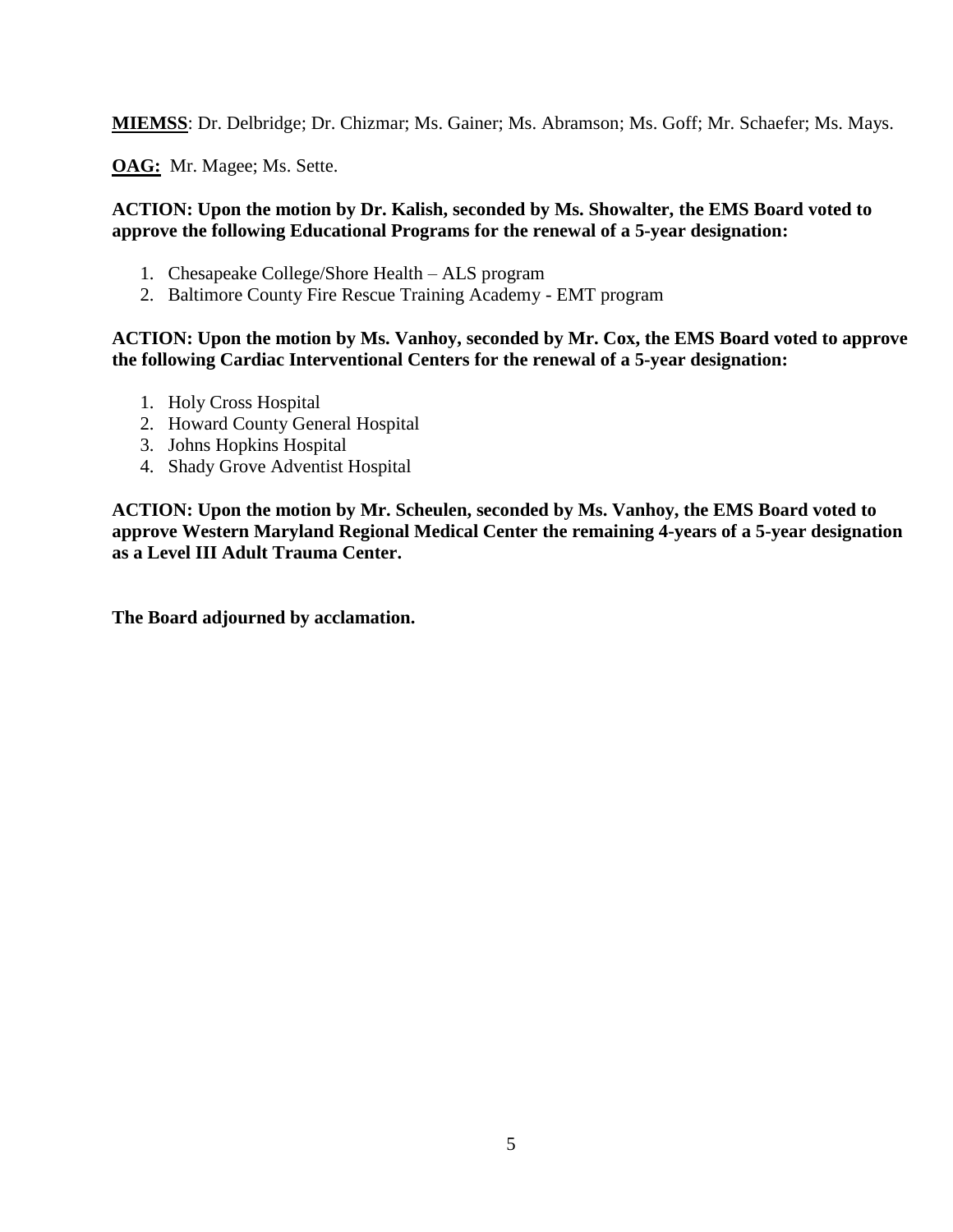**MIEMSS**: Dr. Delbridge; Dr. Chizmar; Ms. Gainer; Ms. Abramson; Ms. Goff; Mr. Schaefer; Ms. Mays.

**OAG:** Mr. Magee; Ms. Sette.

**ACTION: Upon the motion by Dr. Kalish, seconded by Ms. Showalter, the EMS Board voted to approve the following Educational Programs for the renewal of a 5-year designation:**

1. Chesapeake College/Shore Health – ALS program
2. Baltimore County Fire Rescue Training Academy - EMT program

**ACTION: Upon the motion by Ms. Vanhoy, seconded by Mr. Cox, the EMS Board voted to approve the following Cardiac Interventional Centers for the renewal of a 5-year designation:**

1. Holy Cross Hospital
2. Howard County General Hospital
3. Johns Hopkins Hospital
4. Shady Grove Adventist Hospital

**ACTION: Upon the motion by Mr. Scheulen, seconded by Ms. Vanhoy, the EMS Board voted to approve Western Maryland Regional Medical Center the remaining 4-years of a 5-year designation as a Level III Adult Trauma Center.**

**The Board adjourned by acclamation.**